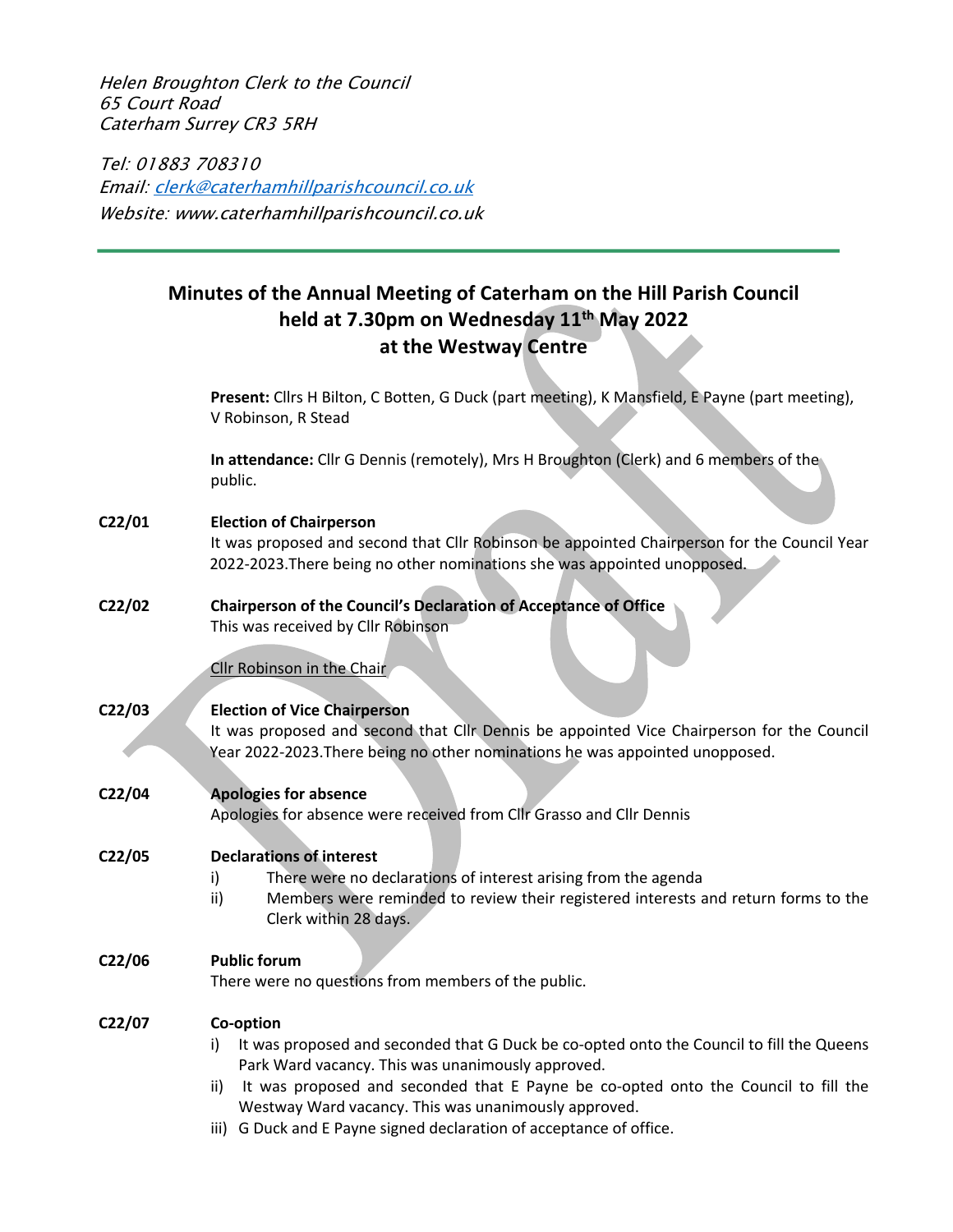*Helen Broughton Clerk to the Council*
*65 Court Road*
*Caterham Surrey CR3 5RH*

*Tel: 01883 708310*
*Email: clerk@caterhamhillparishcouncil.co.uk*
*Website: www.caterhamhillparishcouncil.co.uk*

---

# Minutes of the Annual Meeting of Caterham on the Hill Parish Council held at 7.30pm on Wednesday 11th May 2022 at the Westway Centre

**Present:** Cllrs H Bilton, C Botten, G Duck (part meeting), K Mansfield, E Payne (part meeting), V Robinson, R Stead

**In attendance:** Cllr G Dennis (remotely), Mrs H Broughton (Clerk) and 6 members of the public.

**C22/01 Election of Chairperson**

It was proposed and second that Cllr Robinson be appointed Chairperson for the Council Year 2022-2023.There being no other nominations she was appointed unopposed.

**C22/02 Chairperson of the Council's Declaration of Acceptance of Office**

This was received by Cllr Robinson

Cllr Robinson in the Chair

**C22/03 Election of Vice Chairperson**

It was proposed and second that Cllr Dennis be appointed Vice Chairperson for the Council Year 2022-2023.There being no other nominations he was appointed unopposed.

**C22/04 Apologies for absence**

Apologies for absence were received from Cllr Grasso and Cllr Dennis

**C22/05 Declarations of interest**

i) There were no declarations of interest arising from the agenda
ii) Members were reminded to review their registered interests and return forms to the Clerk within 28 days.

**C22/06 Public forum**

There were no questions from members of the public.

**C22/07 Co-option**

i) It was proposed and seconded that G Duck be co-opted onto the Council to fill the Queens Park Ward vacancy. This was unanimously approved.
ii) It was proposed and seconded that E Payne be co-opted onto the Council to fill the Westway Ward vacancy. This was unanimously approved.
iii) G Duck and E Payne signed declaration of acceptance of office.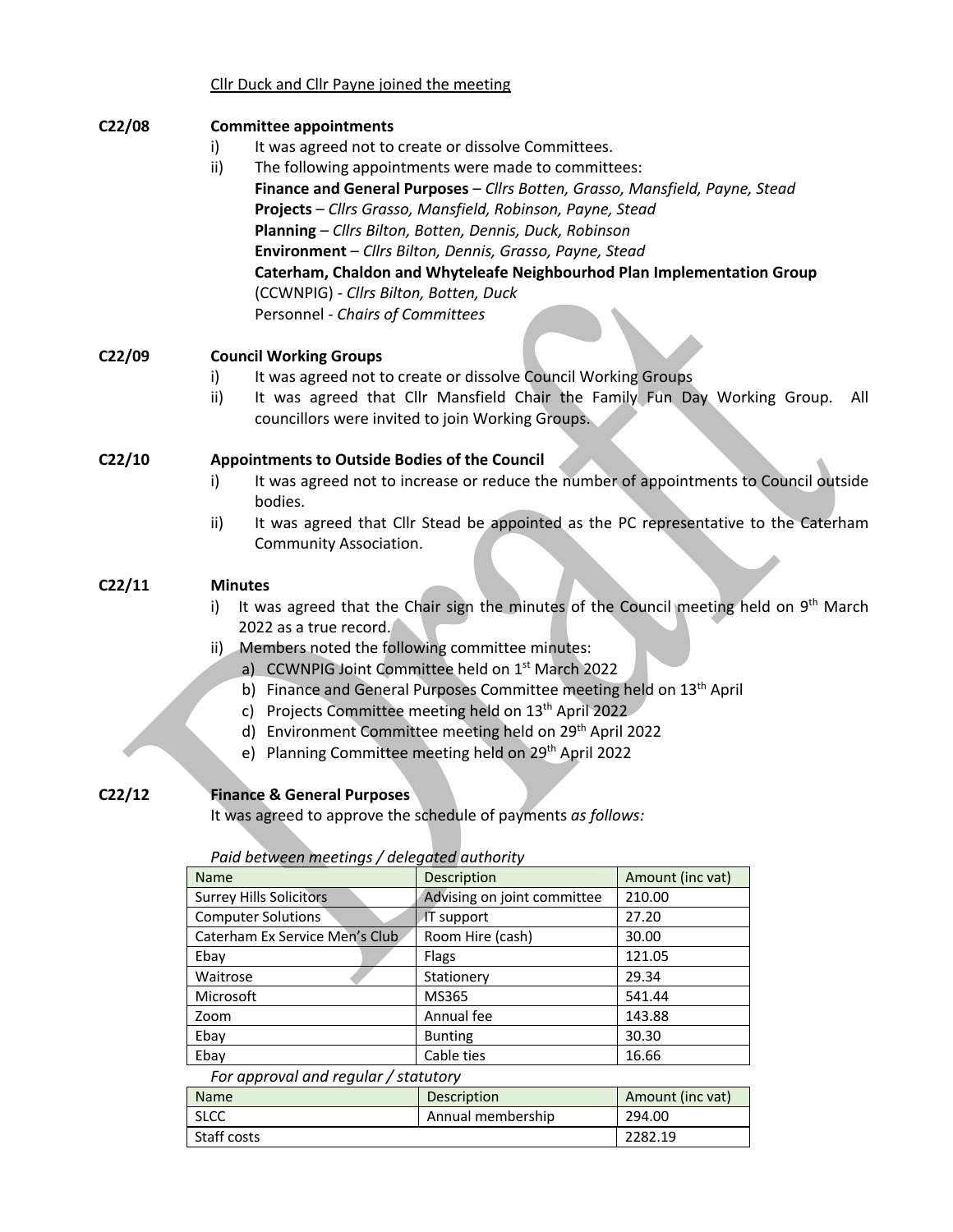Cllr Duck and Cllr Payne joined the meeting

**C22/08 Committee appointments**

i) It was agreed not to create or dissolve Committees.

ii) The following appointments were made to committees:

**Finance and General Purposes** – *Cllrs Botten, Grasso, Mansfield, Payne, Stead*

**Projects** – *Cllrs Grasso, Mansfield, Robinson, Payne, Stead*

**Planning** – *Cllrs Bilton, Botten, Dennis, Duck, Robinson*

**Environment** – *Cllrs Bilton, Dennis, Grasso, Payne, Stead*

**Caterham, Chaldon and Whyteleafe Neighbourhod Plan Implementation Group** (CCWNPIG) - *Cllrs Bilton, Botten, Duck*

Personnel - *Chairs of Committees*

**C22/09 Council Working Groups**

i) It was agreed not to create or dissolve Council Working Groups

ii) It was agreed that Cllr Mansfield Chair the Family Fun Day Working Group. All councillors were invited to join Working Groups.

**C22/10 Appointments to Outside Bodies of the Council**

i) It was agreed not to increase or reduce the number of appointments to Council outside bodies.

ii) It was agreed that Cllr Stead be appointed as the PC representative to the Caterham Community Association.

**C22/11 Minutes**

i) It was agreed that the Chair sign the minutes of the Council meeting held on 9th March 2022 as a true record.

ii) Members noted the following committee minutes:

a) CCWNPIG Joint Committee held on 1st March 2022
b) Finance and General Purposes Committee meeting held on 13th April
c) Projects Committee meeting held on 13th April 2022
d) Environment Committee meeting held on 29th April 2022
e) Planning Committee meeting held on 29th April 2022

**C22/12 Finance & General Purposes**

It was agreed to approve the schedule of payments *as follows:*

*Paid between meetings / delegated authority*

| Name | Description | Amount (inc vat) |
|---|---|---|
| Surrey Hills Solicitors | Advising on joint committee | 210.00 |
| Computer Solutions | IT support | 27.20 |
| Caterham Ex Service Men's Club | Room Hire (cash) | 30.00 |
| Ebay | Flags | 121.05 |
| Waitrose | Stationery | 29.34 |
| Microsoft | MS365 | 541.44 |
| Zoom | Annual fee | 143.88 |
| Ebay | Bunting | 30.30 |
| Ebay | Cable ties | 16.66 |

*For approval and regular / statutory*

| Name | Description | Amount (inc vat) |
|---|---|---|
| SLCC | Annual membership | 294.00 |
| Staff costs | | 2282.19 |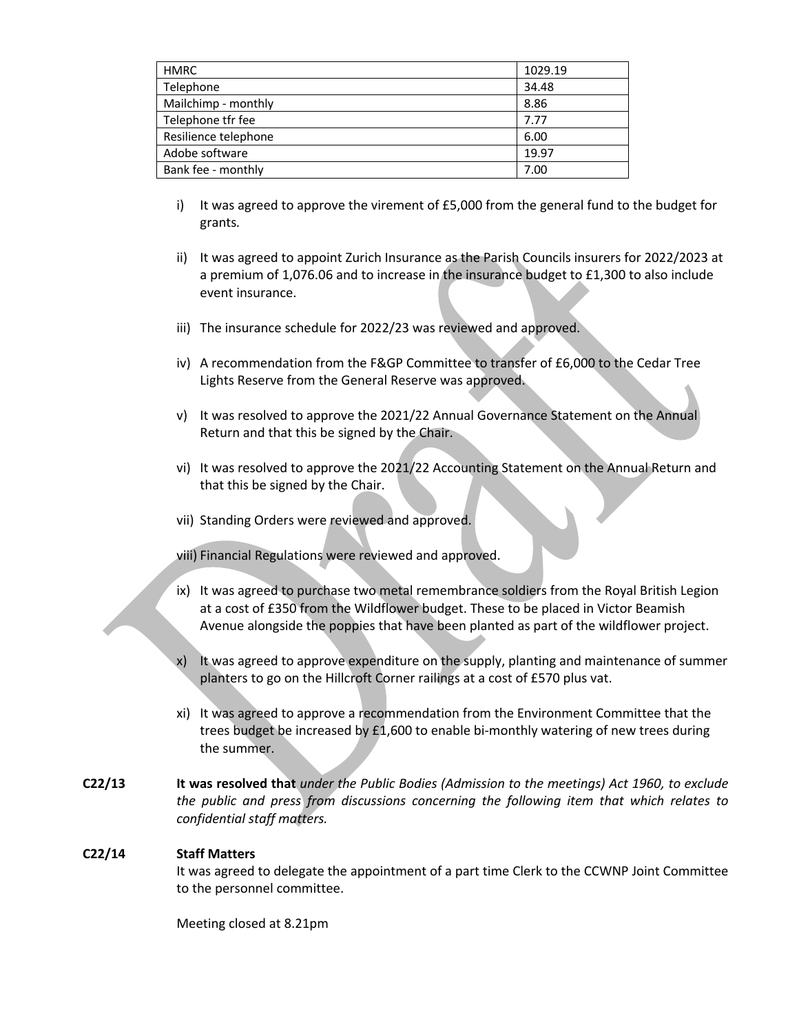| | |
|---|---|
| HMRC | 1029.19 |
| Telephone | 34.48 |
| Mailchimp - monthly | 8.86 |
| Telephone tfr fee | 7.77 |
| Resilience telephone | 6.00 |
| Adobe software | 19.97 |
| Bank fee - monthly | 7.00 |

i) It was agreed to approve the virement of £5,000 from the general fund to the budget for grants.

ii) It was agreed to appoint Zurich Insurance as the Parish Councils insurers for 2022/2023 at a premium of 1,076.06 and to increase in the insurance budget to £1,300 to also include event insurance.

iii) The insurance schedule for 2022/23 was reviewed and approved.

iv) A recommendation from the F&GP Committee to transfer of £6,000 to the Cedar Tree Lights Reserve from the General Reserve was approved.

v) It was resolved to approve the 2021/22 Annual Governance Statement on the Annual Return and that this be signed by the Chair.

vi) It was resolved to approve the 2021/22 Accounting Statement on the Annual Return and that this be signed by the Chair.

vii) Standing Orders were reviewed and approved.

viii) Financial Regulations were reviewed and approved.

ix) It was agreed to purchase two metal remembrance soldiers from the Royal British Legion at a cost of £350 from the Wildflower budget. These to be placed in Victor Beamish Avenue alongside the poppies that have been planted as part of the wildflower project.

x) It was agreed to approve expenditure on the supply, planting and maintenance of summer planters to go on the Hillcroft Corner railings at a cost of £570 plus vat.

xi) It was agreed to approve a recommendation from the Environment Committee that the trees budget be increased by £1,600 to enable bi-monthly watering of new trees during the summer.

**C22/13** **It was resolved that** *under the Public Bodies (Admission to the meetings) Act 1960, to exclude the public and press from discussions concerning the following item that which relates to confidential staff matters.*

**C22/14** **Staff Matters**

It was agreed to delegate the appointment of a part time Clerk to the CCWNP Joint Committee to the personnel committee.

Meeting closed at 8.21pm